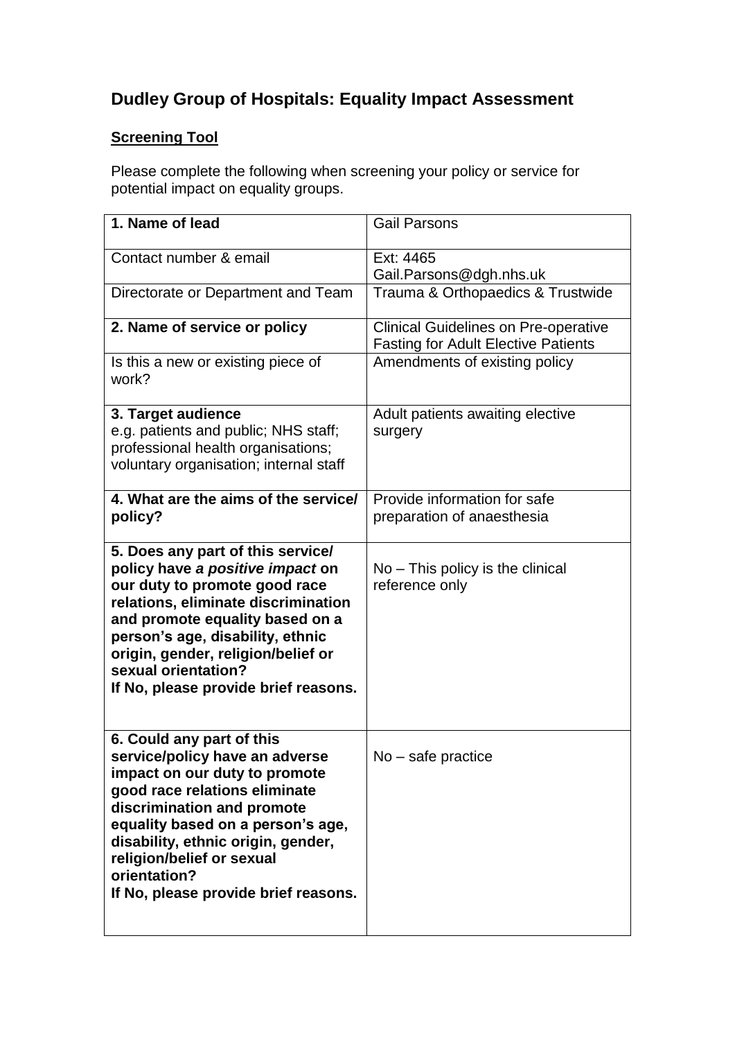# Dudley Group of Hospitals: Equality Impact Assessment

**Screening Tool**

Please complete the following when screening your policy or service for potential impact on equality groups.

| | |
|---|---|
| **1. Name of lead** | Gail Parsons |
| Contact number & email | Ext: 4465<br>Gail.Parsons@dgh.nhs.uk |
| Directorate or Department and Team | Trauma & Orthopaedics & Trustwide |
| **2. Name of service or policy** | Clinical Guidelines on Pre-operative Fasting for Adult Elective Patients |
| Is this a new or existing piece of work? | Amendments of existing policy |
| **3. Target audience**<br>e.g. patients and public; NHS staff; professional health organisations; voluntary organisation; internal staff | Adult patients awaiting elective surgery |
| **4. What are the aims of the service/ policy?** | Provide information for safe preparation of anaesthesia |
| **5. Does any part of this service/ policy have *a positive impact* on our duty to promote good race relations, eliminate discrimination and promote equality based on a person's age, disability, ethnic origin, gender, religion/belief or sexual orientation?**<br>**If No, please provide brief reasons.** | No – This policy is the clinical reference only |
| **6. Could any part of this service/policy have an adverse impact on our duty to promote good race relations eliminate discrimination and promote equality based on a person's age, disability, ethnic origin, gender, religion/belief or sexual orientation?**<br>**If No, please provide brief reasons.** | No – safe practice |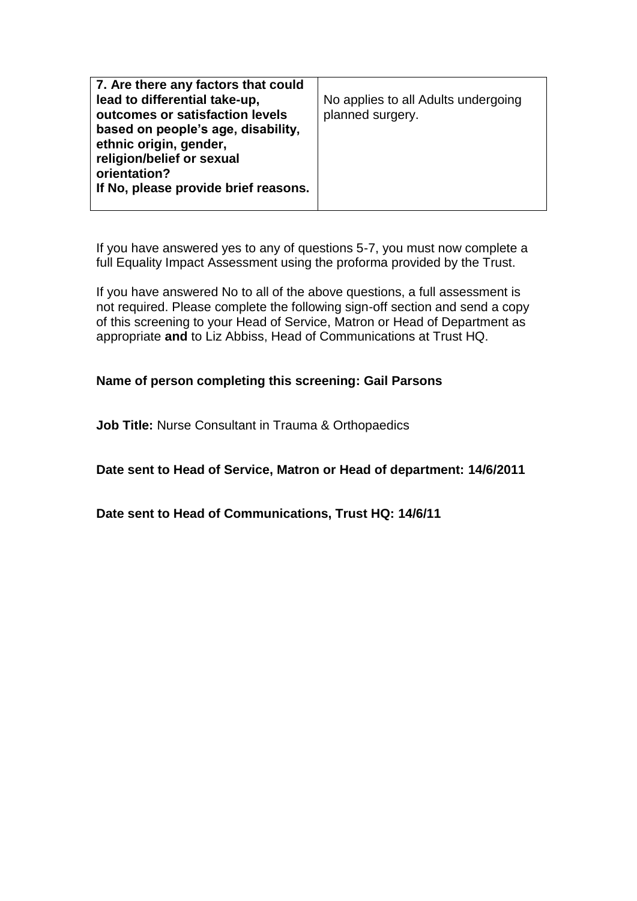| | |
|---|---|
| **7. Are there any factors that could lead to differential take-up, outcomes or satisfaction levels based on people's age, disability, ethnic origin, gender, religion/belief or sexual orientation? If No, please provide brief reasons.** | No applies to all Adults undergoing planned surgery. |

If you have answered yes to any of questions 5-7, you must now complete a full Equality Impact Assessment using the proforma provided by the Trust.

If you have answered No to all of the above questions, a full assessment is not required. Please complete the following sign-off section and send a copy of this screening to your Head of Service, Matron or Head of Department as appropriate **and** to Liz Abbiss, Head of Communications at Trust HQ.

**Name of person completing this screening: Gail Parsons**

**Job Title:** Nurse Consultant in Trauma & Orthopaedics

**Date sent to Head of Service, Matron or Head of department: 14/6/2011**

**Date sent to Head of Communications, Trust HQ: 14/6/11**